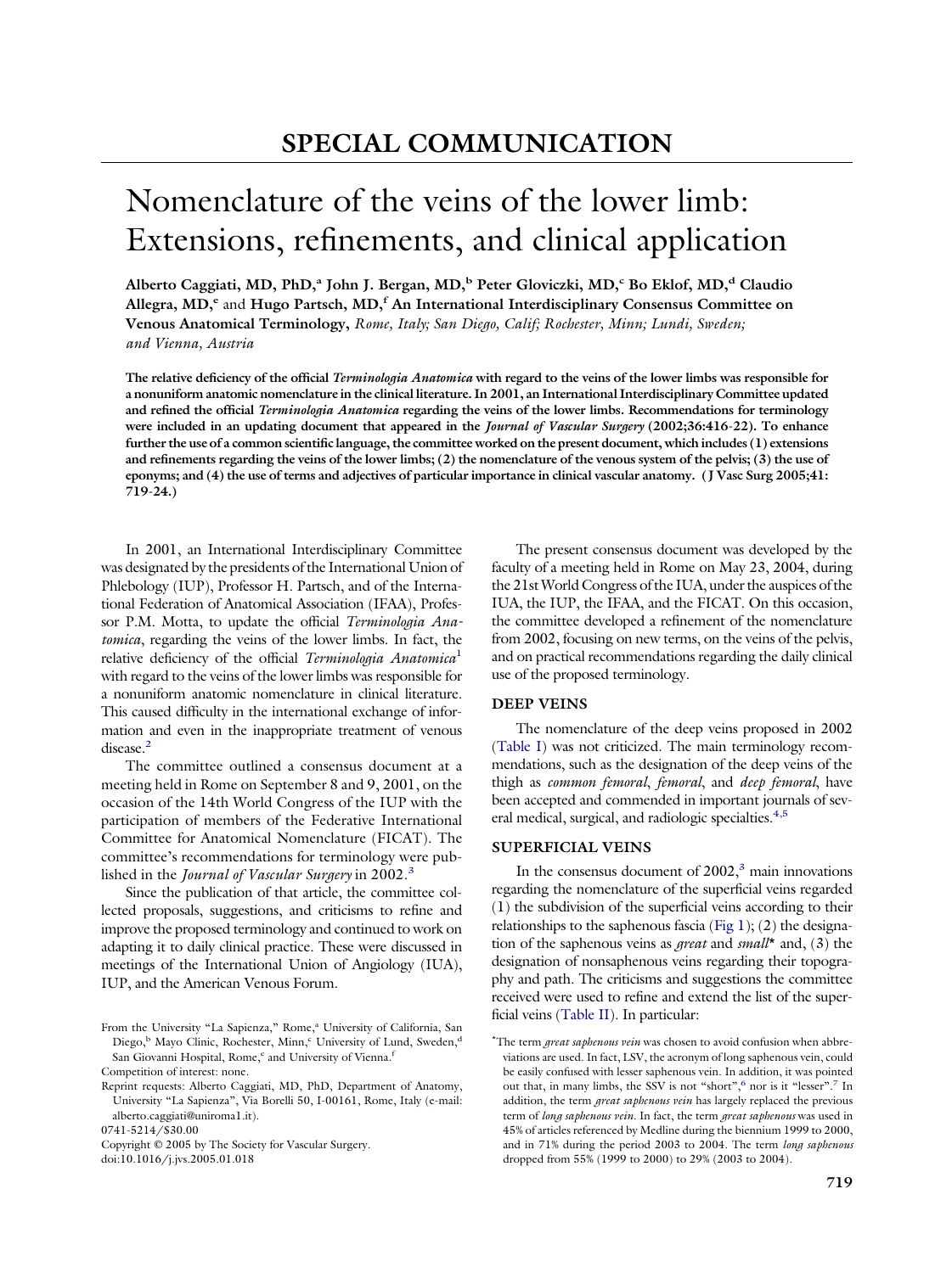# SPECIAL COMMUNICATION

# Nomenclature of the veins of the lower limb: Extensions, refinements, and clinical application

**Alberto Caggiati, MD, PhD,[a] John J. Bergan, MD,[b] Peter Gloviczki, MD,[c] Bo Eklof, MD,[d] Claudio Allegra, MD,[e] and Hugo Partsch, MD,[f] An International Interdisciplinary Consensus Committee on Venous Anatomical Terminology,** *Rome, Italy; San Diego, Calif; Rochester, Minn; Lundi, Sweden; and Vienna, Austria*

**The relative deficiency of the official *Terminologia Anatomica* with regard to the veins of the lower limbs was responsible for a nonuniform anatomic nomenclature in the clinical literature. In 2001, an International Interdisciplinary Committee updated and refined the official *Terminologia Anatomica* regarding the veins of the lower limbs. Recommendations for terminology were included in an updating document that appeared in the *Journal of Vascular Surgery* (2002;36:416-22). To enhance further the use of a common scientific language, the committee worked on the present document, which includes (1) extensions and refinements regarding the veins of the lower limbs; (2) the nomenclature of the venous system of the pelvis; (3) the use of eponyms; and (4) the use of terms and adjectives of particular importance in clinical vascular anatomy. (J Vasc Surg 2005;41: 719-24.)**

In 2001, an International Interdisciplinary Committee was designated by the presidents of the International Union of Phlebology (IUP), Professor H. Partsch, and of the International Federation of Anatomical Association (IFAA), Professor P.M. Motta, to update the official *Terminologia Anatomica*, regarding the veins of the lower limbs. In fact, the relative deficiency of the official *Terminologia Anatomica*[1] with regard to the veins of the lower limbs was responsible for a nonuniform anatomic nomenclature in clinical literature. This caused difficulty in the international exchange of information and even in the inappropriate treatment of venous disease.[2]

The committee outlined a consensus document at a meeting held in Rome on September 8 and 9, 2001, on the occasion of the 14th World Congress of the IUP with the participation of members of the Federative International Committee for Anatomical Nomenclature (FICAT). The committee's recommendations for terminology were published in the *Journal of Vascular Surgery* in 2002.[3]

Since the publication of that article, the committee collected proposals, suggestions, and criticisms to refine and improve the proposed terminology and continued to work on adapting it to daily clinical practice. These were discussed in meetings of the International Union of Angiology (IUA), IUP, and the American Venous Forum.

From the University "La Sapienza," Rome,[a] University of California, San Diego,[b] Mayo Clinic, Rochester, Minn,[c] University of Lund, Sweden,[d] San Giovanni Hospital, Rome,[e] and University of Vienna.[f]

Competition of interest: none.

Reprint requests: Alberto Caggiati, MD, PhD, Department of Anatomy, University "La Sapienza", Via Borelli 50, I-00161, Rome, Italy (e-mail: alberto.caggiati@uniroma1.it).

0741-5214/$30.00

Copyright © 2005 by The Society for Vascular Surgery.

doi:10.1016/j.jvs.2005.01.018

The present consensus document was developed by the faculty of a meeting held in Rome on May 23, 2004, during the 21st World Congress of the IUA, under the auspices of the IUA, the IUP, the IFAA, and the FICAT. On this occasion, the committee developed a refinement of the nomenclature from 2002, focusing on new terms, on the veins of the pelvis, and on practical recommendations regarding the daily clinical use of the proposed terminology.

## DEEP VEINS

The nomenclature of the deep veins proposed in 2002 (Table I) was not criticized. The main terminology recommendations, such as the designation of the deep veins of the thigh as *common femoral*, *femoral*, and *deep femoral*, have been accepted and commended in important journals of several medical, surgical, and radiologic specialties.[4,5]

## SUPERFICIAL VEINS

In the consensus document of 2002,[3] main innovations regarding the nomenclature of the superficial veins regarded (1) the subdivision of the superficial veins according to their relationships to the saphenous fascia (Fig 1); (2) the designation of the saphenous veins as *great* and *small*\* and, (3) the designation of nonsaphenous veins regarding their topography and path. The criticisms and suggestions the committee received were used to refine and extend the list of the superficial veins (Table II). In particular:

\*The term *great saphenous vein* was chosen to avoid confusion when abbreviations are used. In fact, LSV, the acronym of long saphenous vein, could be easily confused with lesser saphenous vein. In addition, it was pointed out that, in many limbs, the SSV is not "short",[6] nor is it "lesser".[7] In addition, the term *great saphenous vein* has largely replaced the previous term of *long saphenous vein*. In fact, the term *great saphenous* was used in 45% of articles referenced by Medline during the biennium 1999 to 2000, and in 71% during the period 2003 to 2004. The term *long saphenous* dropped from 55% (1999 to 2000) to 29% (2003 to 2004).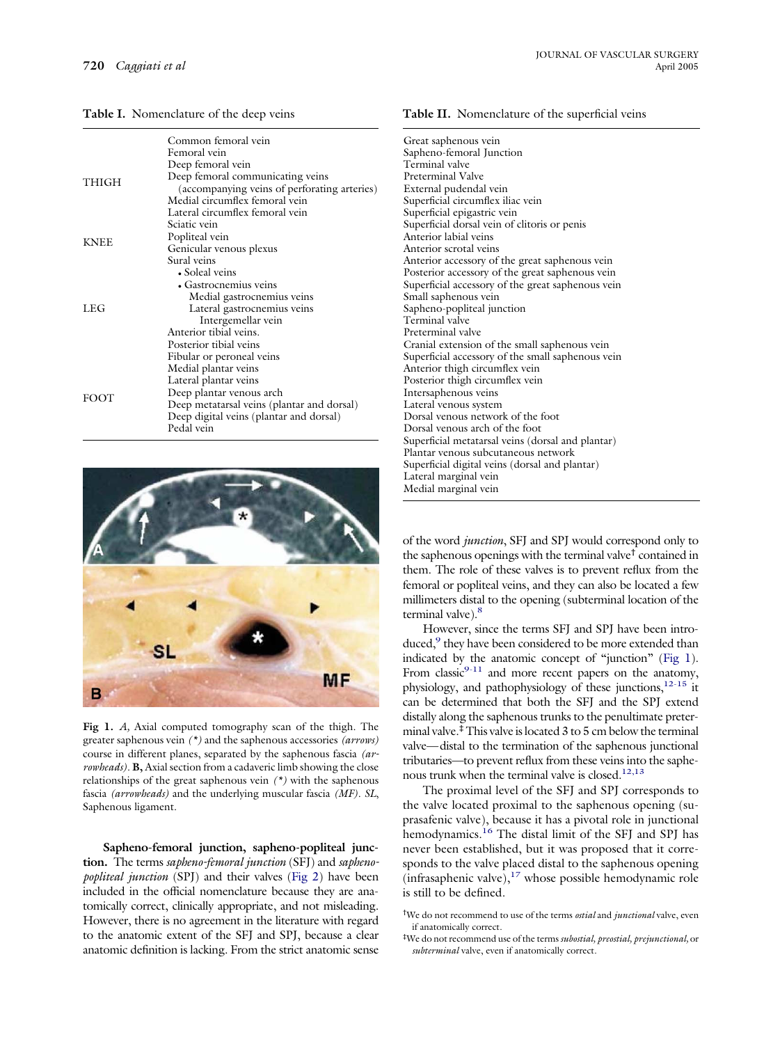**Table I.** Nomenclature of the deep veins

| | |
|---|---|
| THIGH | Common femoral vein |
| | Femoral vein |
| | Deep femoral vein |
| | Deep femoral communicating veins (accompanying veins of perforating arteries) |
| | Medial circumflex femoral vein |
| | Lateral circumflex femoral vein |
| | Sciatic vein |
| KNEE | Popliteal vein |
| | Genicular venous plexus |
| LEG | Sural veins |
| | • Soleal veins |
| | • Gastrocnemius veins |
| | Medial gastrocnemius veins |
| | Lateral gastrocnemius veins |
| | Intergemellar vein |
| | Anterior tibial veins. |
| | Posterior tibial veins |
| | Fibular or peroneal veins |
| FOOT | Medial plantar veins |
| | Lateral plantar veins |
| | Deep plantar venous arch |
| | Deep metatarsal veins (plantar and dorsal) |
| | Deep digital veins (plantar and dorsal) |
| | Pedal vein |

Fig 1. *A,* Axial computed tomography scan of the thigh. The greater saphenous vein *(\*)* and the saphenous accessories *(arrows)* course in different planes, separated by the saphenous fascia *(arrowheads)*. **B,** Axial section from a cadaveric limb showing the close relationships of the great saphenous vein *(\*)* with the saphenous fascia *(arrowheads)* and the underlying muscular fascia *(MF)*. *SL*, Saphenous ligament.

**Sapheno-femoral junction, sapheno-popliteal junction.** The terms *sapheno-femoral junction* (SFJ) and *sapheno-popliteal junction* (SPJ) and their valves (Fig 2) have been included in the official nomenclature because they are anatomically correct, clinically appropriate, and not misleading. However, there is no agreement in the literature with regard to the anatomic extent of the SFJ and SPJ, because a clear anatomic definition is lacking. From the strict anatomic sense of the word *junction*, SFJ and SPJ would correspond only to the saphenous openings with the terminal valve† contained in them. The role of these valves is to prevent reflux from the femoral or popliteal veins, and they can also be located a few millimeters distal to the opening (subterminal location of the terminal valve).[8]

**Table II.** Nomenclature of the superficial veins

| |
|---|
| Great saphenous vein |
| Sapheno-femoral Junction |
| Terminal valve |
| Preterminal Valve |
| External pudendal vein |
| Superficial circumflex iliac vein |
| Superficial epigastric vein |
| Superficial dorsal vein of clitoris or penis |
| Anterior labial veins |
| Anterior scrotal veins |
| Anterior accessory of the great saphenous vein |
| Posterior accessory of the great saphenous vein |
| Superficial accessory of the great saphenous vein |
| Small saphenous vein |
| Sapheno-popliteal junction |
| Terminal valve |
| Preterminal valve |
| Cranial extension of the small saphenous vein |
| Superficial accessory of the small saphenous vein |
| Anterior thigh circumflex vein |
| Posterior thigh circumflex vein |
| Intersaphenous veins |
| Lateral venous system |
| Dorsal venous network of the foot |
| Dorsal venous arch of the foot |
| Superficial metatarsal veins (dorsal and plantar) |
| Plantar venous subcutaneous network |
| Superficial digital veins (dorsal and plantar) |
| Lateral marginal vein |
| Medial marginal vein |

However, since the terms SFJ and SPJ have been introduced,[9] they have been considered to be more extended than indicated by the anatomic concept of "junction" (Fig 1). From classic[9-11] and more recent papers on the anatomy, physiology, and pathophysiology of these junctions,[12-15] it can be determined that both the SFJ and the SPJ extend distally along the saphenous trunks to the penultimate preterminal valve.‡ This valve is located 3 to 5 cm below the terminal valve—distal to the termination of the saphenous junctional tributaries—to prevent reflux from these veins into the saphenous trunk when the terminal valve is closed.[12,13]

The proximal level of the SFJ and SPJ corresponds to the valve located proximal to the saphenous opening (suprasafenic valve), because it has a pivotal role in junctional hemodynamics.[16] The distal limit of the SFJ and SPJ has never been established, but it was proposed that it corresponds to the valve placed distal to the saphenous opening (infrasaphenic valve),[17] whose possible hemodynamic role is still to be defined.

†We do not recommend to use of the terms *ostial* and *junctional* valve, even if anatomically correct.

‡We do not recommend use of the terms *subostial, preostial, prejunctional,* or *subterminal* valve, even if anatomically correct.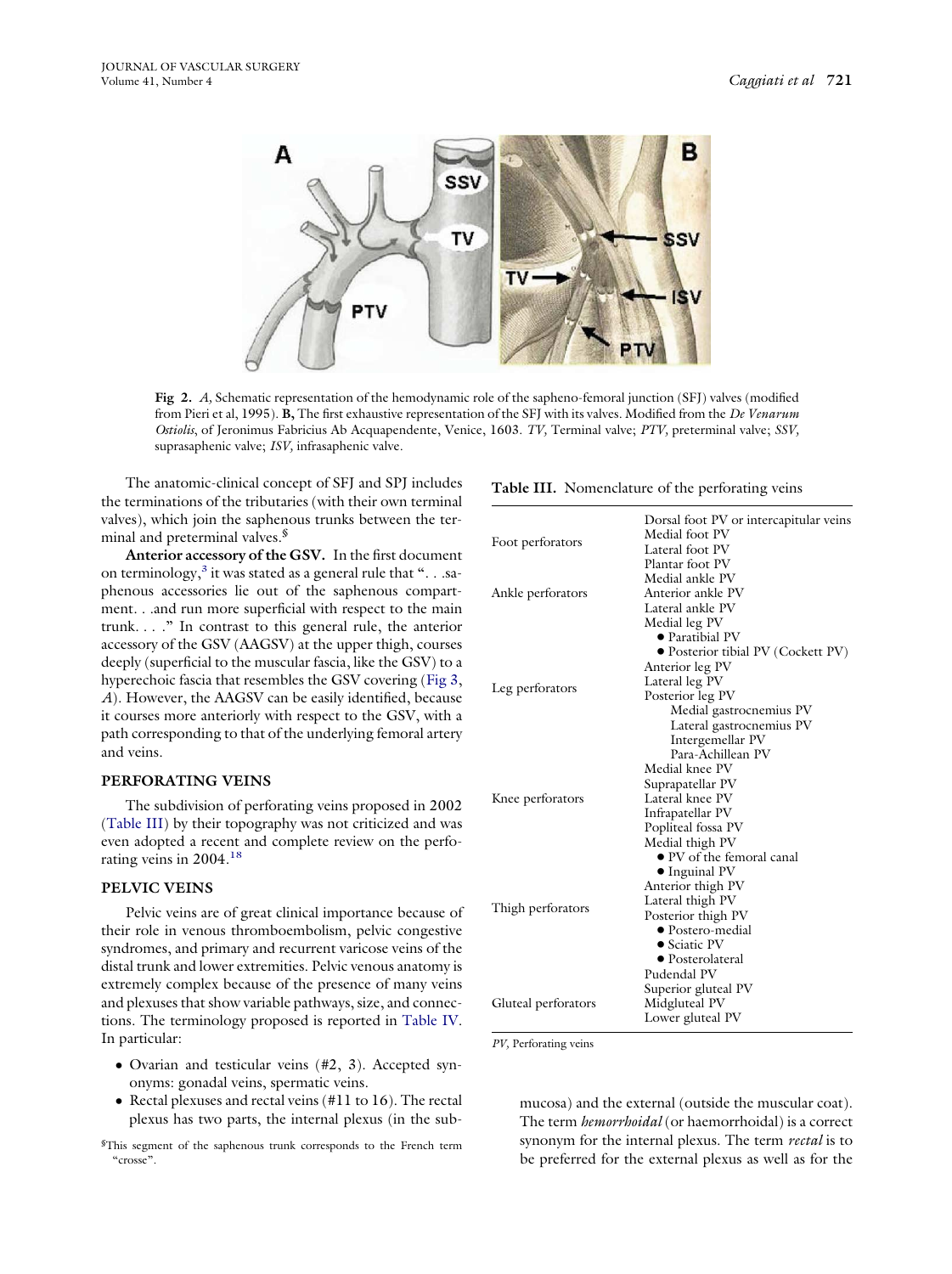Fig 2. *A,* Schematic representation of the hemodynamic role of the sapheno-femoral junction (SFJ) valves (modified from Pieri et al, 1995). **B,** The first exhaustive representation of the SFJ with its valves. Modified from the *De Venarum Ostiolis*, of Jeronimus Fabricius Ab Acquapendente, Venice, 1603. *TV,* Terminal valve; *PTV,* preterminal valve; *SSV,* suprasaphenic valve; *ISV,* infrasaphenic valve.

The anatomic-clinical concept of SFJ and SPJ includes the terminations of the tributaries (with their own terminal valves), which join the saphenous trunks between the terminal and preterminal valves.[§]

**Anterior accessory of the GSV.** In the first document on terminology,[3] it was stated as a general rule that ". . .saphenous accessories lie out of the saphenous compartment. . .and run more superficial with respect to the main trunk. . . ." In contrast to this general rule, the anterior accessory of the GSV (AAGSV) at the upper thigh, courses deeply (superficial to the muscular fascia, like the GSV) to a hyperechoic fascia that resembles the GSV covering (Fig 3, *A*). However, the AAGSV can be easily identified, because it courses more anteriorly with respect to the GSV, with a path corresponding to that of the underlying femoral artery and veins.

## PERFORATING VEINS

The subdivision of perforating veins proposed in 2002 (Table III) by their topography was not criticized and was even adopted a recent and complete review on the perforating veins in 2004.[18]

**Table III.** Nomenclature of the perforating veins

| | |
|---|---|
| Foot perforators | Dorsal foot PV or intercapitular veins |
| | Medial foot PV |
| | Lateral foot PV |
| | Plantar foot PV |
| Ankle perforators | Medial ankle PV |
| | Anterior ankle PV |
| | Lateral ankle PV |
| Leg perforators | Medial leg PV |
| | • Paratibial PV |
| | • Posterior tibial PV (Cockett PV) |
| | Anterior leg PV |
| | Lateral leg PV |
| | Posterior leg PV |
| | Medial gastrocnemius PV |
| | Lateral gastrocnemius PV |
| | Intergemellar PV |
| | Para-Achillean PV |
| Knee perforators | Medial knee PV |
| | Suprapatellar PV |
| | Lateral knee PV |
| | Infrapatellar PV |
| | Popliteal fossa PV |
| Thigh perforators | Medial thigh PV |
| | • PV of the femoral canal |
| | • Inguinal PV |
| | Anterior thigh PV |
| | Lateral thigh PV |
| | Posterior thigh PV |
| | • Postero-medial |
| | • Sciatic PV |
| | • Posterolateral |
| | Pudendal PV |
| Gluteal perforators | Superior gluteal PV |
| | Midgluteal PV |
| | Lower gluteal PV |

*PV,* Perforating veins

## PELVIC VEINS

Pelvic veins are of great clinical importance because of their role in venous thromboembolism, pelvic congestive syndromes, and primary and recurrent varicose veins of the distal trunk and lower extremities. Pelvic venous anatomy is extremely complex because of the presence of many veins and plexuses that show variable pathways, size, and connections. The terminology proposed is reported in Table IV. In particular:

- Ovarian and testicular veins (#2, 3). Accepted synonyms: gonadal veins, spermatic veins.
- Rectal plexuses and rectal veins (#11 to 16). The rectal plexus has two parts, the internal plexus (in the submucosa) and the external (outside the muscular coat). The term *hemorrhoidal* (or haemorrhoidal) is a correct synonym for the internal plexus. The term *rectal* is to be preferred for the external plexus as well as for the

[§]This segment of the saphenous trunk corresponds to the French term "crosse".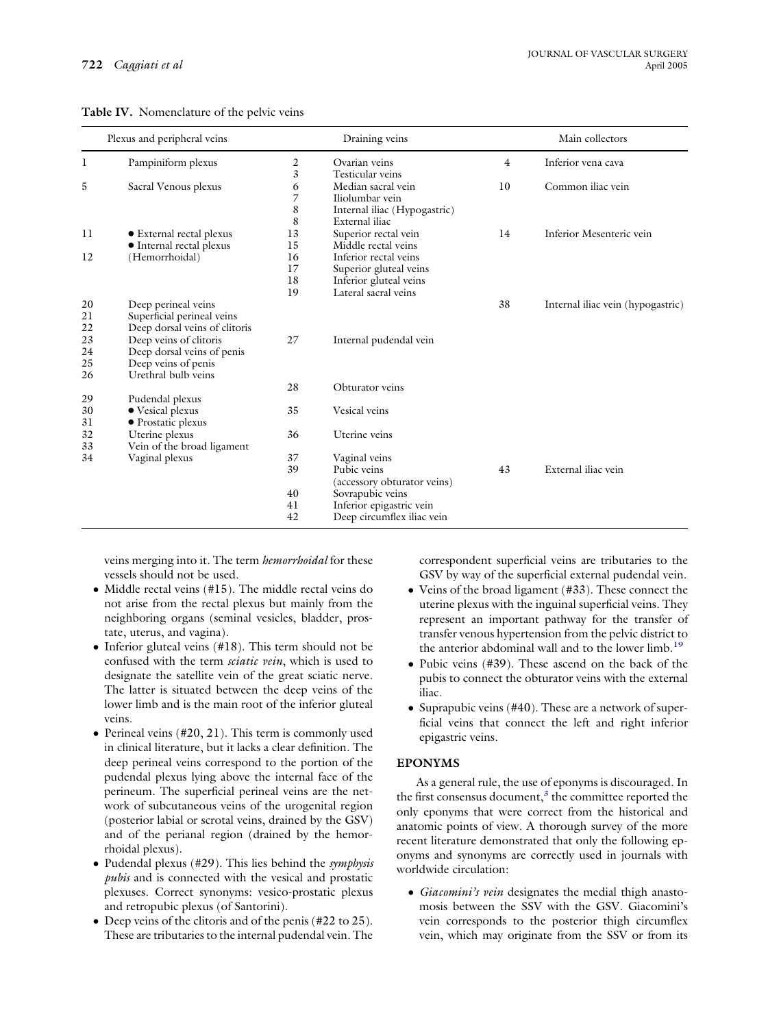**Table IV.** Nomenclature of the pelvic veins

| | Plexus and peripheral veins | | Draining veins | | Main collectors |
|---|---|---|---|---|---|
| 1 | Pampiniform plexus | 2 | Ovarian veins | 4 | Inferior vena cava |
| | | 3 | Testicular veins | | |
| 5 | Sacral Venous plexus | 6 | Median sacral vein | 10 | Common iliac vein |
| | | 7 | Iliolumbar vein | | |
| | | 8 | Internal iliac (Hypogastric) | | |
| | | 8 | External iliac | | |
| 11 | • External rectal plexus | 13 | Superior rectal vein | 14 | Inferior Mesenteric vein |
| | • Internal rectal plexus | 15 | Middle rectal veins | | |
| 12 | (Hemorrhoidal) | 16 | Inferior rectal veins | | |
| | | 17 | Superior gluteal veins | | |
| | | 18 | Inferior gluteal veins | | |
| | | 19 | Lateral sacral veins | | |
| 20 | Deep perineal veins | | | 38 | Internal iliac vein (hypogastric) |
| 21 | Superficial perineal veins | | | | |
| 22 | Deep dorsal veins of clitoris | | | | |
| 23 | Deep veins of clitoris | 27 | Internal pudendal vein | | |
| 24 | Deep dorsal veins of penis | | | | |
| 25 | Deep veins of penis | | | | |
| 26 | Urethral bulb veins | | | | |
| | | 28 | Obturator veins | | |
| 29 | Pudendal plexus | | | | |
| 30 | • Vesical plexus | 35 | Vesical veins | | |
| 31 | • Prostatic plexus | | | | |
| 32 | Uterine plexus | 36 | Uterine veins | | |
| 33 | Vein of the broad ligament | | | | |
| 34 | Vaginal plexus | 37 | Vaginal veins | | |
| | | 39 | Pubic veins (accessory obturator veins) | 43 | External iliac vein |
| | | 40 | Sovrapubic veins | | |
| | | 41 | Inferior epigastric vein | | |
| | | 42 | Deep circumflex iliac vein | | |

veins merging into it. The term *hemorrhoidal* for these vessels should not be used.

- Middle rectal veins (#15). The middle rectal veins do not arise from the rectal plexus but mainly from the neighboring organs (seminal vesicles, bladder, prostate, uterus, and vagina).
- Inferior gluteal veins (#18). This term should not be confused with the term *sciatic vein*, which is used to designate the satellite vein of the great sciatic nerve. The latter is situated between the deep veins of the lower limb and is the main root of the inferior gluteal veins.
- Perineal veins (#20, 21). This term is commonly used in clinical literature, but it lacks a clear definition. The deep perineal veins correspond to the portion of the pudendal plexus lying above the internal face of the perineum. The superficial perineal veins are the network of subcutaneous veins of the urogenital region (posterior labial or scrotal veins, drained by the GSV) and of the perianal region (drained by the hemorrhoidal plexus).
- Pudendal plexus (#29). This lies behind the *symphysis pubis* and is connected with the vesical and prostatic plexuses. Correct synonyms: vesico-prostatic plexus and retropubic plexus (of Santorini).
- Deep veins of the clitoris and of the penis (#22 to 25). These are tributaries to the internal pudendal vein. The correspondent superficial veins are tributaries to the GSV by way of the superficial external pudendal vein.
- Veins of the broad ligament (#33). These connect the uterine plexus with the inguinal superficial veins. They represent an important pathway for the transfer of transfer venous hypertension from the pelvic district to the anterior abdominal wall and to the lower limb.[19]
- Pubic veins (#39). These ascend on the back of the pubis to connect the obturator veins with the external iliac.
- Suprapubic veins (#40). These are a network of superficial veins that connect the left and right inferior epigastric veins.

## EPONYMS

As a general rule, the use of eponyms is discouraged. In the first consensus document,[3] the committee reported the only eponyms that were correct from the historical and anatomic points of view. A thorough survey of the more recent literature demonstrated that only the following eponyms and synonyms are correctly used in journals with worldwide circulation:

- *Giacomini's vein* designates the medial thigh anastomosis between the SSV with the GSV. Giacomini's vein corresponds to the posterior thigh circumflex vein, which may originate from the SSV or from its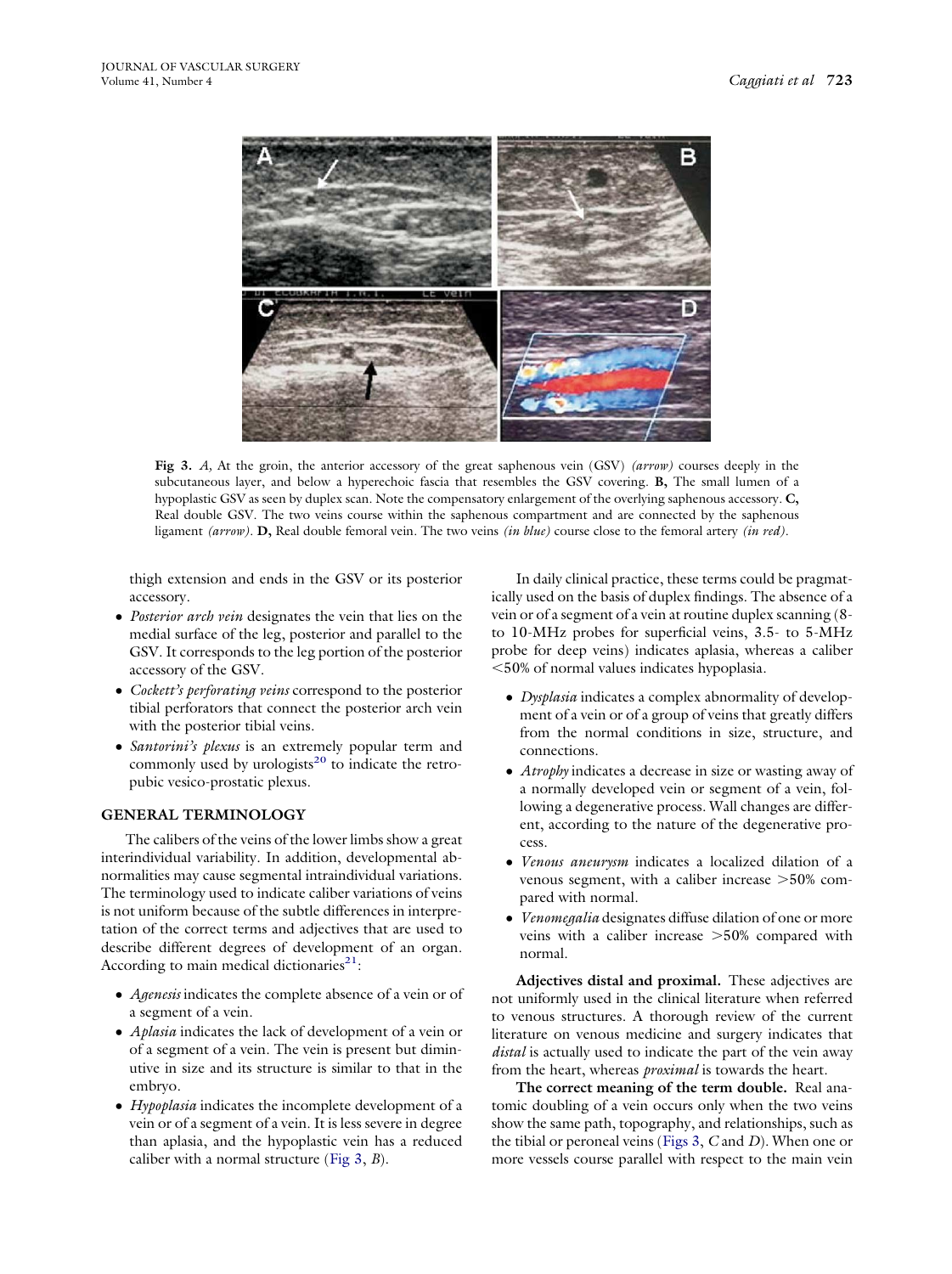**Fig 3.** *A,* At the groin, the anterior accessory of the great saphenous vein (GSV) *(arrow)* courses deeply in the subcutaneous layer, and below a hyperechoic fascia that resembles the GSV covering. **B,** The small lumen of a hypoplastic GSV as seen by duplex scan. Note the compensatory enlargement of the overlying saphenous accessory. **C,** Real double GSV. The two veins course within the saphenous compartment and are connected by the saphenous ligament *(arrow)*. **D,** Real double femoral vein. The two veins *(in blue)* course close to the femoral artery *(in red)*.

thigh extension and ends in the GSV or its posterior accessory.

- *Posterior arch vein* designates the vein that lies on the medial surface of the leg, posterior and parallel to the GSV. It corresponds to the leg portion of the posterior accessory of the GSV.
- *Cockett's perforating veins* correspond to the posterior tibial perforators that connect the posterior arch vein with the posterior tibial veins.
- *Santorini's plexus* is an extremely popular term and commonly used by urologists[20] to indicate the retropubic vesico-prostatic plexus.

## GENERAL TERMINOLOGY

The calibers of the veins of the lower limbs show a great interindividual variability. In addition, developmental abnormalities may cause segmental intraindividual variations. The terminology used to indicate caliber variations of veins is not uniform because of the subtle differences in interpretation of the correct terms and adjectives that are used to describe different degrees of development of an organ. According to main medical dictionaries[21]:

- *Agenesis* indicates the complete absence of a vein or of a segment of a vein.
- *Aplasia* indicates the lack of development of a vein or of a segment of a vein. The vein is present but diminutive in size and its structure is similar to that in the embryo.
- *Hypoplasia* indicates the incomplete development of a vein or of a segment of a vein. It is less severe in degree than aplasia, and the hypoplastic vein has a reduced caliber with a normal structure (Fig 3, *B*).

In daily clinical practice, these terms could be pragmatically used on the basis of duplex findings. The absence of a vein or of a segment of a vein at routine duplex scanning (8- to 10-MHz probes for superficial veins, 3.5- to 5-MHz probe for deep veins) indicates aplasia, whereas a caliber <50% of normal values indicates hypoplasia.

- *Dysplasia* indicates a complex abnormality of development of a vein or of a group of veins that greatly differs from the normal conditions in size, structure, and connections.
- *Atrophy* indicates a decrease in size or wasting away of a normally developed vein or segment of a vein, following a degenerative process. Wall changes are different, according to the nature of the degenerative process.
- *Venous aneurysm* indicates a localized dilation of a venous segment, with a caliber increase >50% compared with normal.
- *Venomegalia* designates diffuse dilation of one or more veins with a caliber increase >50% compared with normal.

**Adjectives distal and proximal.** These adjectives are not uniformly used in the clinical literature when referred to venous structures. A thorough review of the current literature on venous medicine and surgery indicates that *distal* is actually used to indicate the part of the vein away from the heart, whereas *proximal* is towards the heart.

**The correct meaning of the term double.** Real anatomic doubling of a vein occurs only when the two veins show the same path, topography, and relationships, such as the tibial or peroneal veins (Figs 3, *C* and *D*). When one or more vessels course parallel with respect to the main vein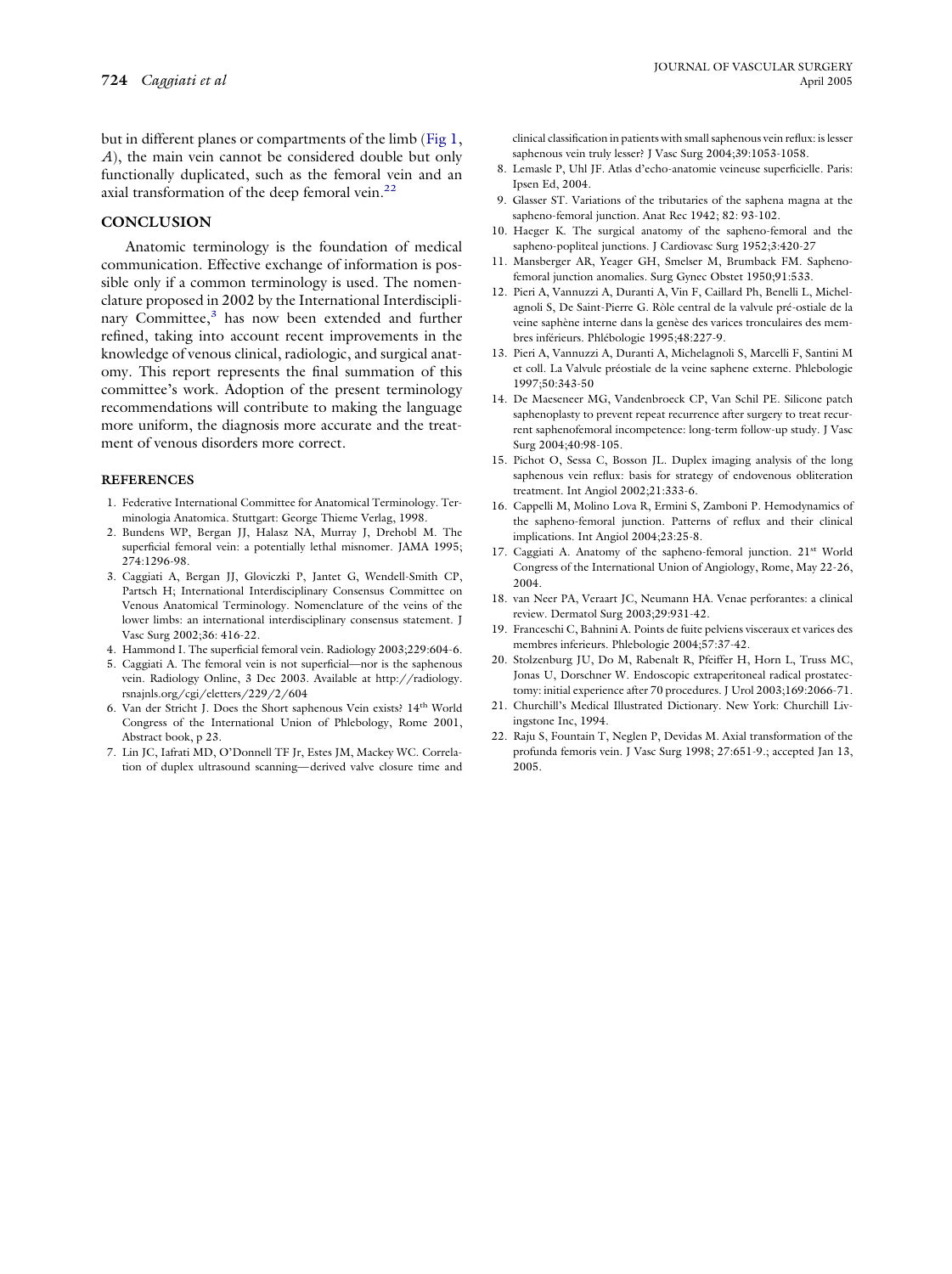but in different planes or compartments of the limb (Fig 1, *A*), the main vein cannot be considered double but only functionally duplicated, such as the femoral vein and an axial transformation of the deep femoral vein.[22]

## CONCLUSION

Anatomic terminology is the foundation of medical communication. Effective exchange of information is possible only if a common terminology is used. The nomenclature proposed in 2002 by the International Interdisciplinary Committee,[3] has now been extended and further refined, taking into account recent improvements in the knowledge of venous clinical, radiologic, and surgical anatomy. This report represents the final summation of this committee's work. Adoption of the present terminology recommendations will contribute to making the language more uniform, the diagnosis more accurate and the treatment of venous disorders more correct.

## REFERENCES

1. Federative International Committee for Anatomical Terminology. Terminologia Anatomica. Stuttgart: George Thieme Verlag, 1998.
2. Bundens WP, Bergan JJ, Halasz NA, Murray J, Drehobl M. The superficial femoral vein: a potentially lethal misnomer. JAMA 1995; 274:1296-98.
3. Caggiati A, Bergan JJ, Gloviczki P, Jantet G, Wendell-Smith CP, Partsch H; International Interdisciplinary Consensus Committee on Venous Anatomical Terminology. Nomenclature of the veins of the lower limbs: an international interdisciplinary consensus statement. J Vasc Surg 2002;36: 416-22.
4. Hammond I. The superficial femoral vein. Radiology 2003;229:604-6.
5. Caggiati A. The femoral vein is not superficial—nor is the saphenous vein. Radiology Online, 3 Dec 2003. Available at http://radiology.rsnajnls.org/cgi/eletters/229/2/604
6. Van der Stricht J. Does the Short saphenous Vein exists? 14th World Congress of the International Union of Phlebology, Rome 2001, Abstract book, p 23.
7. Lin JC, Iafrati MD, O'Donnell TF Jr, Estes JM, Mackey WC. Correlation of duplex ultrasound scanning—derived valve closure time and clinical classification in patients with small saphenous vein reflux: is lesser saphenous vein truly lesser? J Vasc Surg 2004;39:1053-1058.
8. Lemasle P, Uhl JF. Atlas d'echo-anatomie veineuse superficielle. Paris: Ipsen Ed, 2004.
9. Glasser ST. Variations of the tributaries of the saphena magna at the sapheno-femoral junction. Anat Rec 1942; 82: 93-102.
10. Haeger K. The surgical anatomy of the sapheno-femoral and the sapheno-popliteal junctions. J Cardiovasc Surg 1952;3:420-27
11. Mansberger AR, Yeager GH, Smelser M, Brumback FM. Saphenofemoral junction anomalies. Surg Gynec Obstet 1950;91:533.
12. Pieri A, Vannuzzi A, Duranti A, Vin F, Caillard Ph, Benelli L, Michelagnoli S, De Saint-Pierre G. Ròle central de la valvule pré-ostiale de la veine saphène interne dans la genèse des varices tronculaires des membres inférieurs. Phlébologie 1995;48:227-9.
13. Pieri A, Vannuzzi A, Duranti A, Michelagnoli S, Marcelli F, Santini M et coll. La Valvule préostiale de la veine saphene externe. Phlebologie 1997;50:343-50
14. De Maeseneer MG, Vandenbroeck CP, Van Schil PE. Silicone patch saphenoplasty to prevent repeat recurrence after surgery to treat recurrent saphenofemoral incompetence: long-term follow-up study. J Vasc Surg 2004;40:98-105.
15. Pichot O, Sessa C, Bosson JL. Duplex imaging analysis of the long saphenous vein reflux: basis for strategy of endovenous obliteration treatment. Int Angiol 2002;21:333-6.
16. Cappelli M, Molino Lova R, Ermini S, Zamboni P. Hemodynamics of the sapheno-femoral junction. Patterns of reflux and their clinical implications. Int Angiol 2004;23:25-8.
17. Caggiati A. Anatomy of the sapheno-femoral junction. 21st World Congress of the International Union of Angiology, Rome, May 22-26, 2004.
18. van Neer PA, Veraart JC, Neumann HA. Venae perforantes: a clinical review. Dermatol Surg 2003;29:931-42.
19. Franceschi C, Bahnini A. Points de fuite pelviens visceraux et varices des membres inferieurs. Phlebologie 2004;57:37-42.
20. Stolzenburg JU, Do M, Rabenalt R, Pfeiffer H, Horn L, Truss MC, Jonas U, Dorschner W. Endoscopic extraperitoneal radical prostatectomy: initial experience after 70 procedures. J Urol 2003;169:2066-71.
21. Churchill's Medical Illustrated Dictionary. New York: Churchill Livingstone Inc, 1994.
22. Raju S, Fountain T, Neglen P, Devidas M. Axial transformation of the profunda femoris vein. J Vasc Surg 1998; 27:651-9.; accepted Jan 13, 2005.